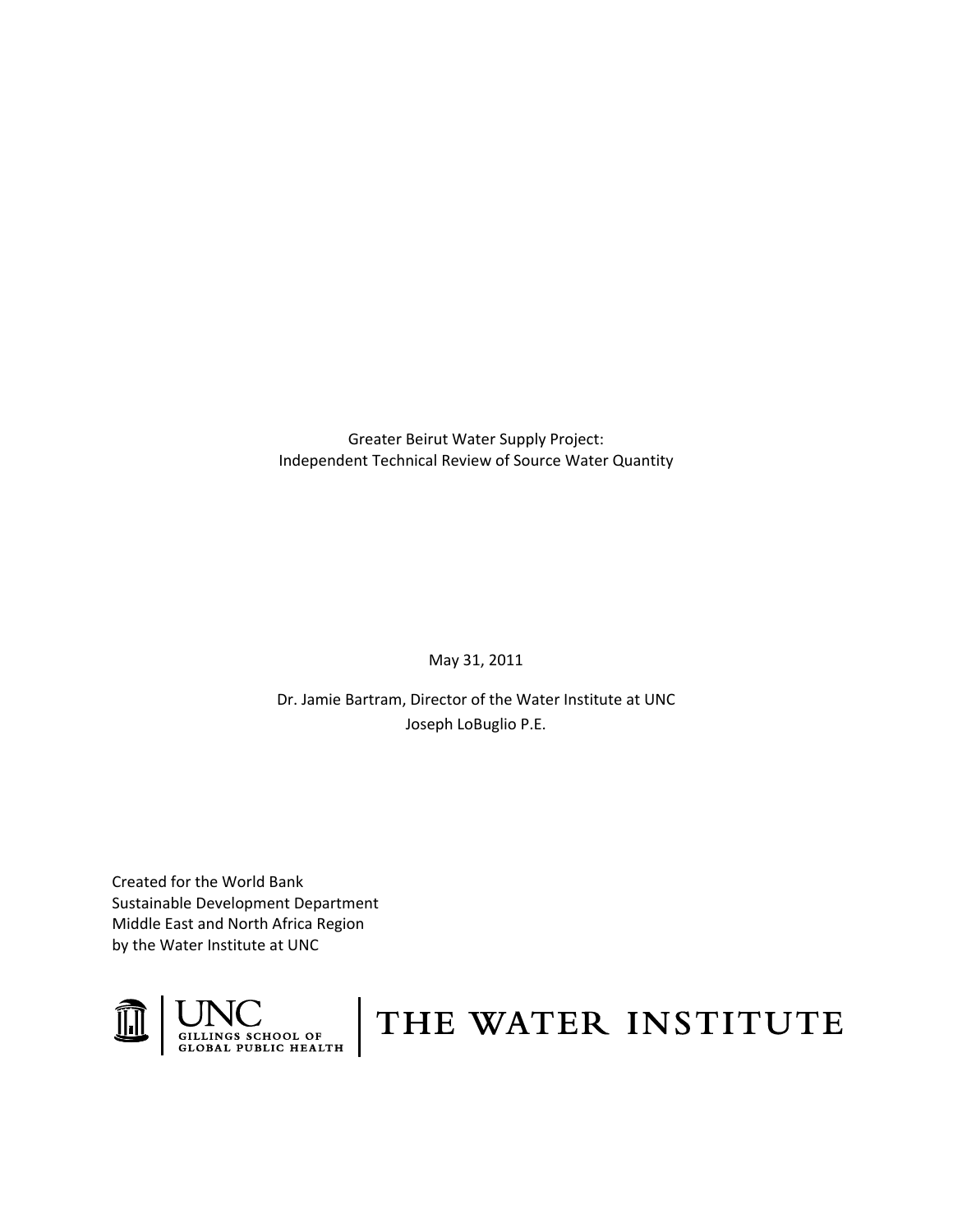# Greater Beirut Water Supply Project: Independent Technical Review of Source Water Quantity

May 31, 2011

Dr. Jamie Bartram, Director of the Water Institute at UNC
Joseph LoBuglio P.E.

Created for the World Bank
Sustainable Development Department
Middle East and North Africa Region
by the Water Institute at UNC

UNC GILLINGS SCHOOL OF GLOBAL PUBLIC HEALTH | THE WATER INSTITUTE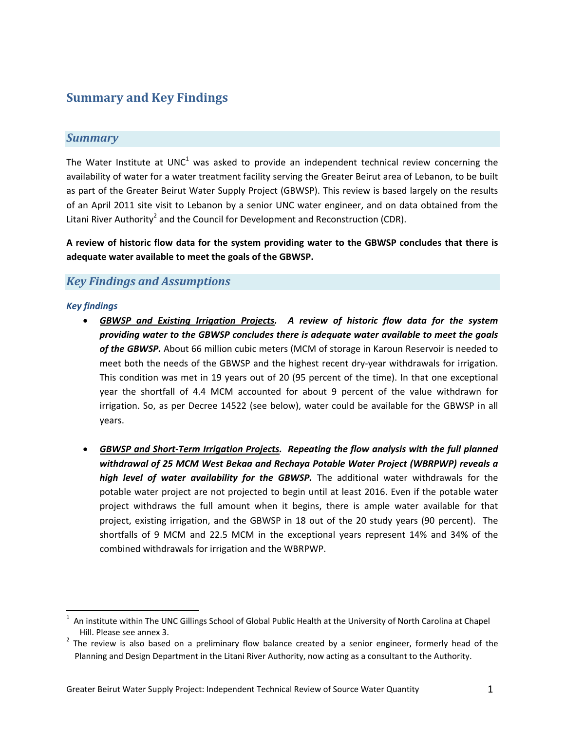# Summary and Key Findings

## Summary

The Water Institute at UNC[1] was asked to provide an independent technical review concerning the availability of water for a water treatment facility serving the Greater Beirut area of Lebanon, to be built as part of the Greater Beirut Water Supply Project (GBWSP). This review is based largely on the results of an April 2011 site visit to Lebanon by a senior UNC water engineer, and on data obtained from the Litani River Authority[2] and the Council for Development and Reconstruction (CDR).

**A review of historic flow data for the system providing water to the GBWSP concludes that there is adequate water available to meet the goals of the GBWSP.**

## Key Findings and Assumptions

### Key findings

- ***GBWSP and Existing Irrigation Projects. A review of historic flow data for the system providing water to the GBWSP concludes there is adequate water available to meet the goals of the GBWSP.*** About 66 million cubic meters (MCM of storage in Karoun Reservoir is needed to meet both the needs of the GBWSP and the highest recent dry-year withdrawals for irrigation. This condition was met in 19 years out of 20 (95 percent of the time). In that one exceptional year the shortfall of 4.4 MCM accounted for about 9 percent of the value withdrawn for irrigation. So, as per Decree 14522 (see below), water could be available for the GBWSP in all years.

- ***GBWSP and Short-Term Irrigation Projects. Repeating the flow analysis with the full planned withdrawal of 25 MCM West Bekaa and Rechaya Potable Water Project (WBRPWP) reveals a high level of water availability for the GBWSP.*** The additional water withdrawals for the potable water project are not projected to begin until at least 2016. Even if the potable water project withdraws the full amount when it begins, there is ample water available for that project, existing irrigation, and the GBWSP in 18 out of the 20 study years (90 percent). The shortfalls of 9 MCM and 22.5 MCM in the exceptional years represent 14% and 34% of the combined withdrawals for irrigation and the WBRPWP.

---

[1] An institute within The UNC Gillings School of Global Public Health at the University of North Carolina at Chapel Hill. Please see annex 3.

[2] The review is also based on a preliminary flow balance created by a senior engineer, formerly head of the Planning and Design Department in the Litani River Authority, now acting as a consultant to the Authority.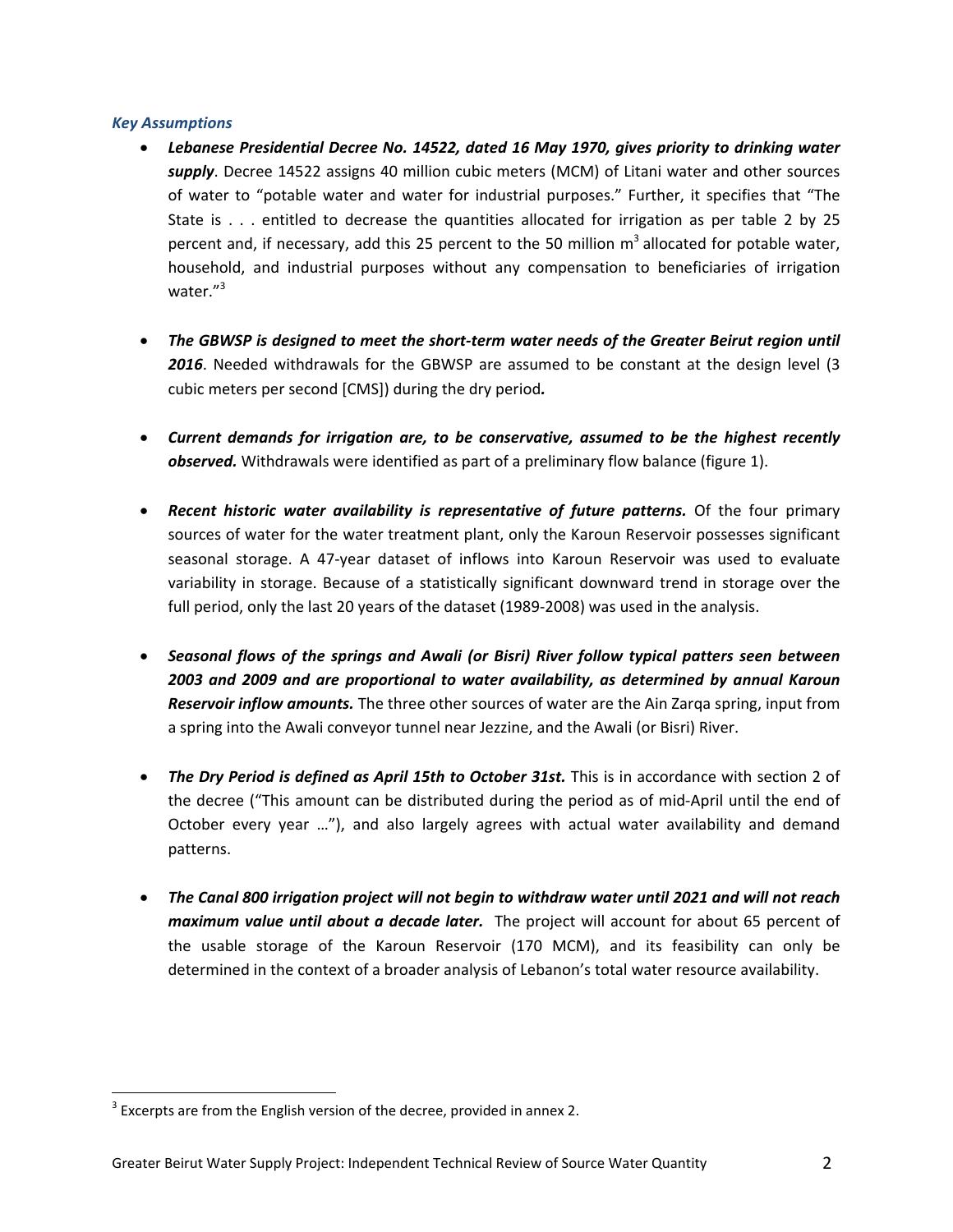### *Key Assumptions*

- ***Lebanese Presidential Decree No. 14522, dated 16 May 1970, gives priority to drinking water supply***. Decree 14522 assigns 40 million cubic meters (MCM) of Litani water and other sources of water to "potable water and water for industrial purposes." Further, it specifies that "The State is . . . entitled to decrease the quantities allocated for irrigation as per table 2 by 25 percent and, if necessary, add this 25 percent to the 50 million $m^3$ allocated for potable water, household, and industrial purposes without any compensation to beneficiaries of irrigation water."[3]

- ***The GBWSP is designed to meet the short-term water needs of the Greater Beirut region until 2016***. Needed withdrawals for the GBWSP are assumed to be constant at the design level (3 cubic meters per second [CMS]) during the dry period***.***

- ***Current demands for irrigation are, to be conservative, assumed to be the highest recently observed.*** Withdrawals were identified as part of a preliminary flow balance (figure 1).

- ***Recent historic water availability is representative of future patterns.*** Of the four primary sources of water for the water treatment plant, only the Karoun Reservoir possesses significant seasonal storage. A 47-year dataset of inflows into Karoun Reservoir was used to evaluate variability in storage. Because of a statistically significant downward trend in storage over the full period, only the last 20 years of the dataset (1989-2008) was used in the analysis.

- ***Seasonal flows of the springs and Awali (or Bisri) River follow typical patters seen between 2003 and 2009 and are proportional to water availability, as determined by annual Karoun Reservoir inflow amounts.*** The three other sources of water are the Ain Zarqa spring, input from a spring into the Awali conveyor tunnel near Jezzine, and the Awali (or Bisri) River.

- ***The Dry Period is defined as April 15th to October 31st.*** This is in accordance with section 2 of the decree ("This amount can be distributed during the period as of mid-April until the end of October every year …"), and also largely agrees with actual water availability and demand patterns.

- ***The Canal 800 irrigation project will not begin to withdraw water until 2021 and will not reach maximum value until about a decade later.*** The project will account for about 65 percent of the usable storage of the Karoun Reservoir (170 MCM), and its feasibility can only be determined in the context of a broader analysis of Lebanon's total water resource availability.

---

[3] Excerpts are from the English version of the decree, provided in annex 2.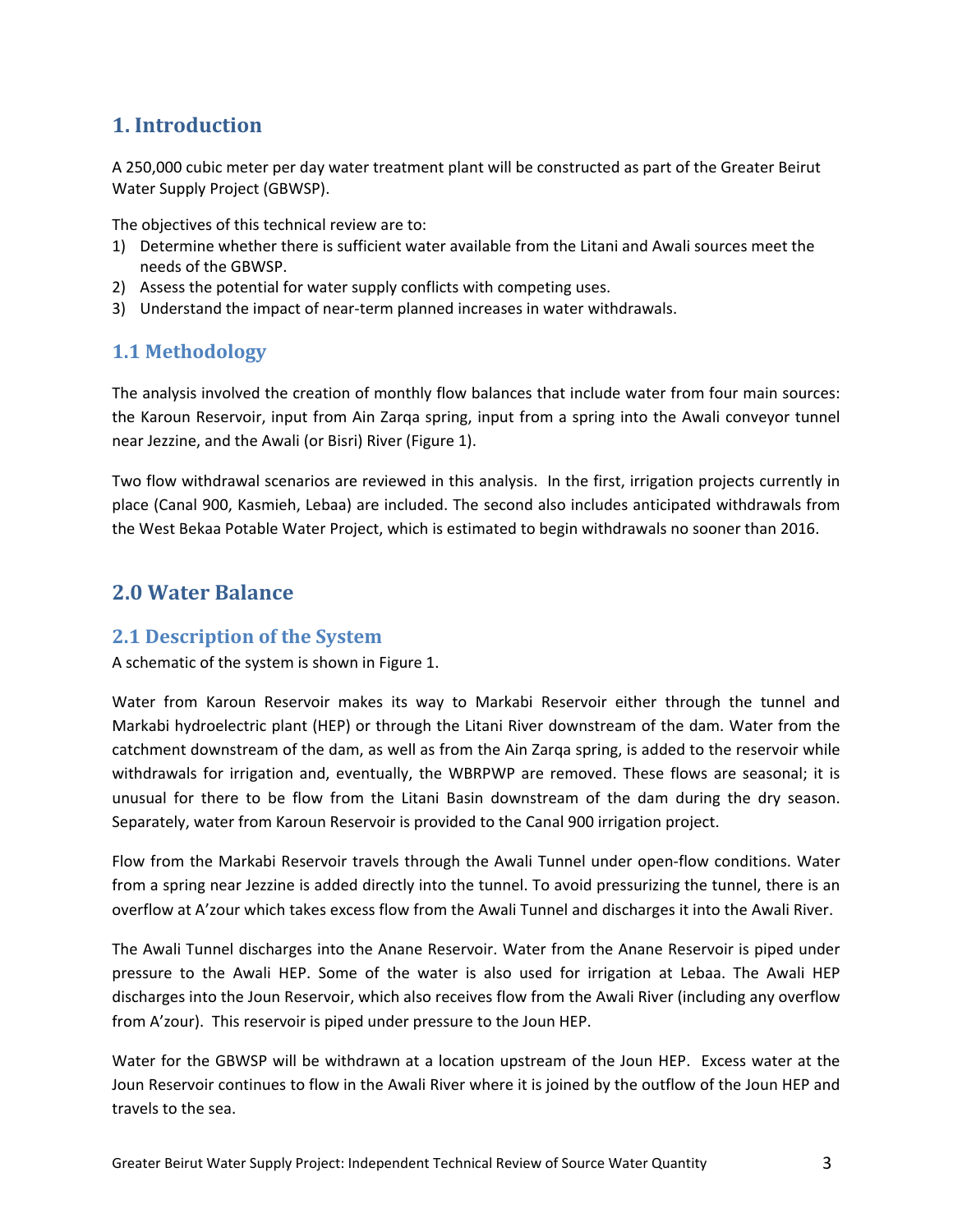# 1. Introduction

A 250,000 cubic meter per day water treatment plant will be constructed as part of the Greater Beirut Water Supply Project (GBWSP).

The objectives of this technical review are to:

1) Determine whether there is sufficient water available from the Litani and Awali sources meet the needs of the GBWSP.
2) Assess the potential for water supply conflicts with competing uses.
3) Understand the impact of near-term planned increases in water withdrawals.

## 1.1 Methodology

The analysis involved the creation of monthly flow balances that include water from four main sources: the Karoun Reservoir, input from Ain Zarqa spring, input from a spring into the Awali conveyor tunnel near Jezzine, and the Awali (or Bisri) River (Figure 1).

Two flow withdrawal scenarios are reviewed in this analysis. In the first, irrigation projects currently in place (Canal 900, Kasmieh, Lebaa) are included. The second also includes anticipated withdrawals from the West Bekaa Potable Water Project, which is estimated to begin withdrawals no sooner than 2016.

# 2.0 Water Balance

## 2.1 Description of the System

A schematic of the system is shown in Figure 1.

Water from Karoun Reservoir makes its way to Markabi Reservoir either through the tunnel and Markabi hydroelectric plant (HEP) or through the Litani River downstream of the dam. Water from the catchment downstream of the dam, as well as from the Ain Zarqa spring, is added to the reservoir while withdrawals for irrigation and, eventually, the WBRPWP are removed. These flows are seasonal; it is unusual for there to be flow from the Litani Basin downstream of the dam during the dry season. Separately, water from Karoun Reservoir is provided to the Canal 900 irrigation project.

Flow from the Markabi Reservoir travels through the Awali Tunnel under open-flow conditions. Water from a spring near Jezzine is added directly into the tunnel. To avoid pressurizing the tunnel, there is an overflow at A'zour which takes excess flow from the Awali Tunnel and discharges it into the Awali River.

The Awali Tunnel discharges into the Anane Reservoir. Water from the Anane Reservoir is piped under pressure to the Awali HEP. Some of the water is also used for irrigation at Lebaa. The Awali HEP discharges into the Joun Reservoir, which also receives flow from the Awali River (including any overflow from A'zour). This reservoir is piped under pressure to the Joun HEP.

Water for the GBWSP will be withdrawn at a location upstream of the Joun HEP. Excess water at the Joun Reservoir continues to flow in the Awali River where it is joined by the outflow of the Joun HEP and travels to the sea.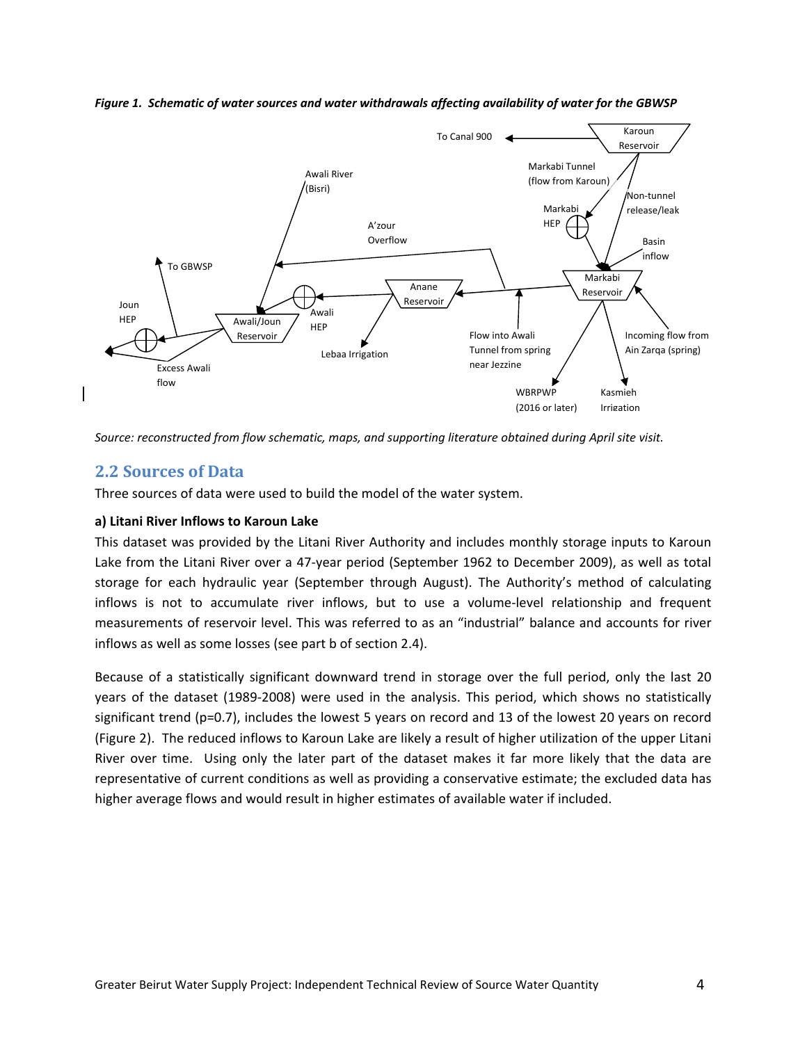*Figure 1. Schematic of water sources and water withdrawals affecting availability of water for the GBWSP*

*Source: reconstructed from flow schematic, maps, and supporting literature obtained during April site visit.*

## 2.2 Sources of Data

Three sources of data were used to build the model of the water system.

**a) Litani River Inflows to Karoun Lake**

This dataset was provided by the Litani River Authority and includes monthly storage inputs to Karoun Lake from the Litani River over a 47-year period (September 1962 to December 2009), as well as total storage for each hydraulic year (September through August). The Authority's method of calculating inflows is not to accumulate river inflows, but to use a volume-level relationship and frequent measurements of reservoir level. This was referred to as an "industrial" balance and accounts for river inflows as well as some losses (see part b of section 2.4).

Because of a statistically significant downward trend in storage over the full period, only the last 20 years of the dataset (1989-2008) were used in the analysis. This period, which shows no statistically significant trend ($p=0.7$), includes the lowest 5 years on record and 13 of the lowest 20 years on record (Figure 2). The reduced inflows to Karoun Lake are likely a result of higher utilization of the upper Litani River over time. Using only the later part of the dataset makes it far more likely that the data are representative of current conditions as well as providing a conservative estimate; the excluded data has higher average flows and would result in higher estimates of available water if included.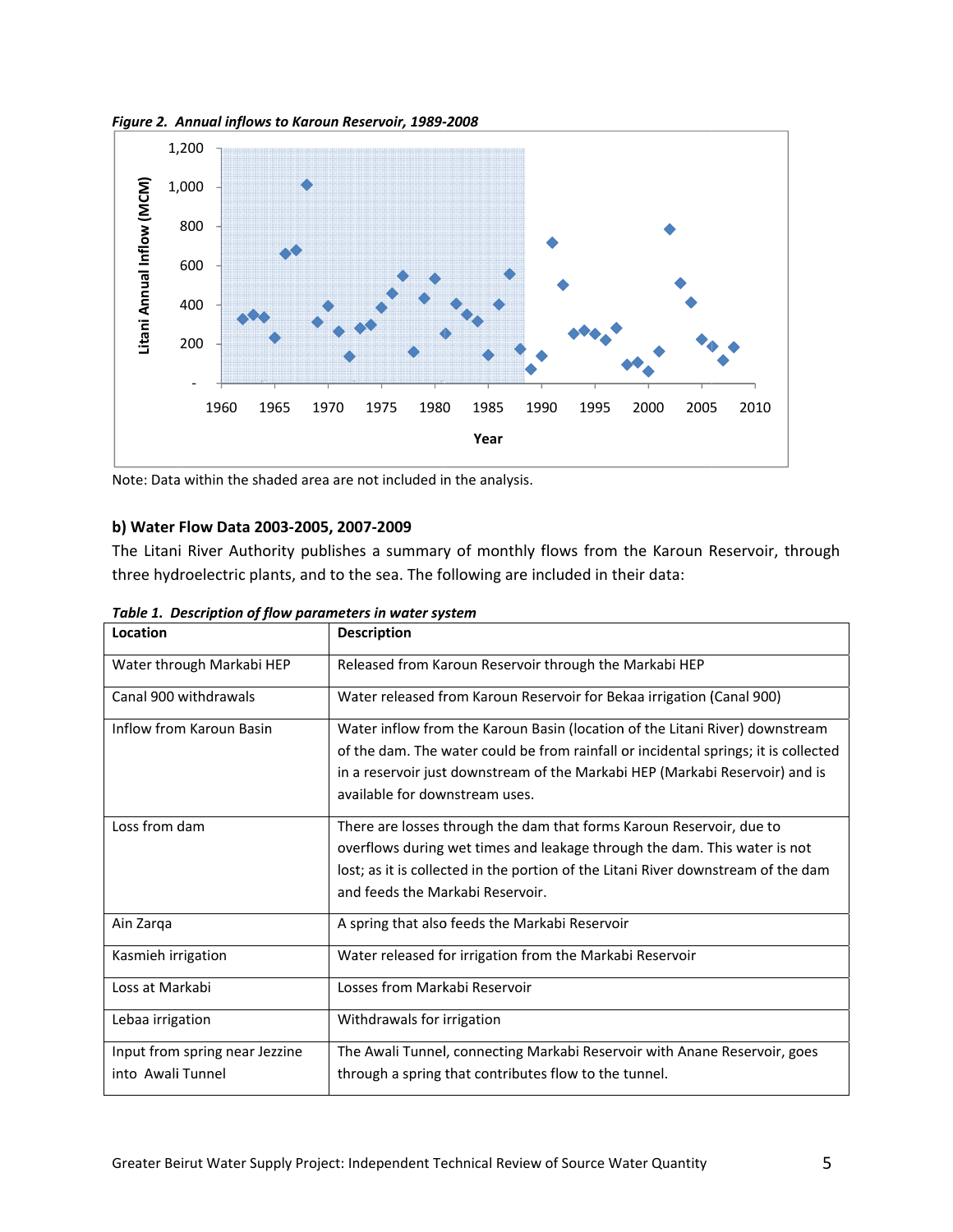*Figure 2. Annual inflows to Karoun Reservoir, 1989-2008*

Note: Data within the shaded area are not included in the analysis.

**b) Water Flow Data 2003-2005, 2007-2009**

The Litani River Authority publishes a summary of monthly flows from the Karoun Reservoir, through three hydroelectric plants, and to the sea. The following are included in their data:

*Table 1. Description of flow parameters in water system*

| Location | Description |
| --- | --- |
| Water through Markabi HEP | Released from Karoun Reservoir through the Markabi HEP |
| Canal 900 withdrawals | Water released from Karoun Reservoir for Bekaa irrigation (Canal 900) |
| Inflow from Karoun Basin | Water inflow from the Karoun Basin (location of the Litani River) downstream of the dam. The water could be from rainfall or incidental springs; it is collected in a reservoir just downstream of the Markabi HEP (Markabi Reservoir) and is available for downstream uses. |
| Loss from dam | There are losses through the dam that forms Karoun Reservoir, due to overflows during wet times and leakage through the dam. This water is not lost; as it is collected in the portion of the Litani River downstream of the dam and feeds the Markabi Reservoir. |
| Ain Zarqa | A spring that also feeds the Markabi Reservoir |
| Kasmieh irrigation | Water released for irrigation from the Markabi Reservoir |
| Loss at Markabi | Losses from Markabi Reservoir |
| Lebaa irrigation | Withdrawals for irrigation |
| Input from spring near Jezzine into Awali Tunnel | The Awali Tunnel, connecting Markabi Reservoir with Anane Reservoir, goes through a spring that contributes flow to the tunnel. |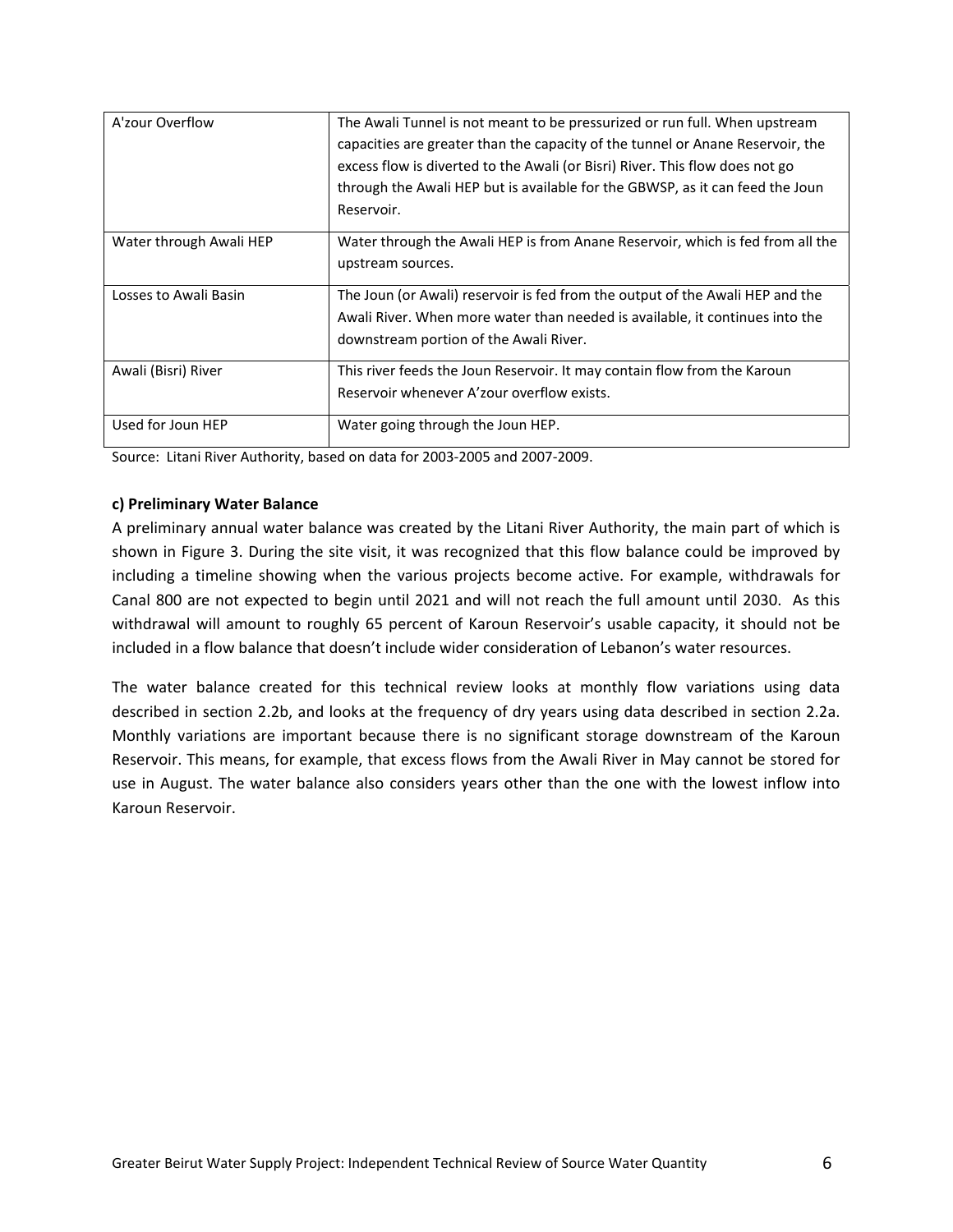| | |
|---|---|
| A'zour Overflow | The Awali Tunnel is not meant to be pressurized or run full. When upstream capacities are greater than the capacity of the tunnel or Anane Reservoir, the excess flow is diverted to the Awali (or Bisri) River. This flow does not go through the Awali HEP but is available for the GBWSP, as it can feed the Joun Reservoir. |
| Water through Awali HEP | Water through the Awali HEP is from Anane Reservoir, which is fed from all the upstream sources. |
| Losses to Awali Basin | The Joun (or Awali) reservoir is fed from the output of the Awali HEP and the Awali River. When more water than needed is available, it continues into the downstream portion of the Awali River. |
| Awali (Bisri) River | This river feeds the Joun Reservoir. It may contain flow from the Karoun Reservoir whenever A'zour overflow exists. |
| Used for Joun HEP | Water going through the Joun HEP. |

Source: Litani River Authority, based on data for 2003-2005 and 2007-2009.

**c) Preliminary Water Balance**

A preliminary annual water balance was created by the Litani River Authority, the main part of which is shown in Figure 3. During the site visit, it was recognized that this flow balance could be improved by including a timeline showing when the various projects become active. For example, withdrawals for Canal 800 are not expected to begin until 2021 and will not reach the full amount until 2030. As this withdrawal will amount to roughly 65 percent of Karoun Reservoir's usable capacity, it should not be included in a flow balance that doesn't include wider consideration of Lebanon's water resources.

The water balance created for this technical review looks at monthly flow variations using data described in section 2.2b, and looks at the frequency of dry years using data described in section 2.2a. Monthly variations are important because there is no significant storage downstream of the Karoun Reservoir. This means, for example, that excess flows from the Awali River in May cannot be stored for use in August. The water balance also considers years other than the one with the lowest inflow into Karoun Reservoir.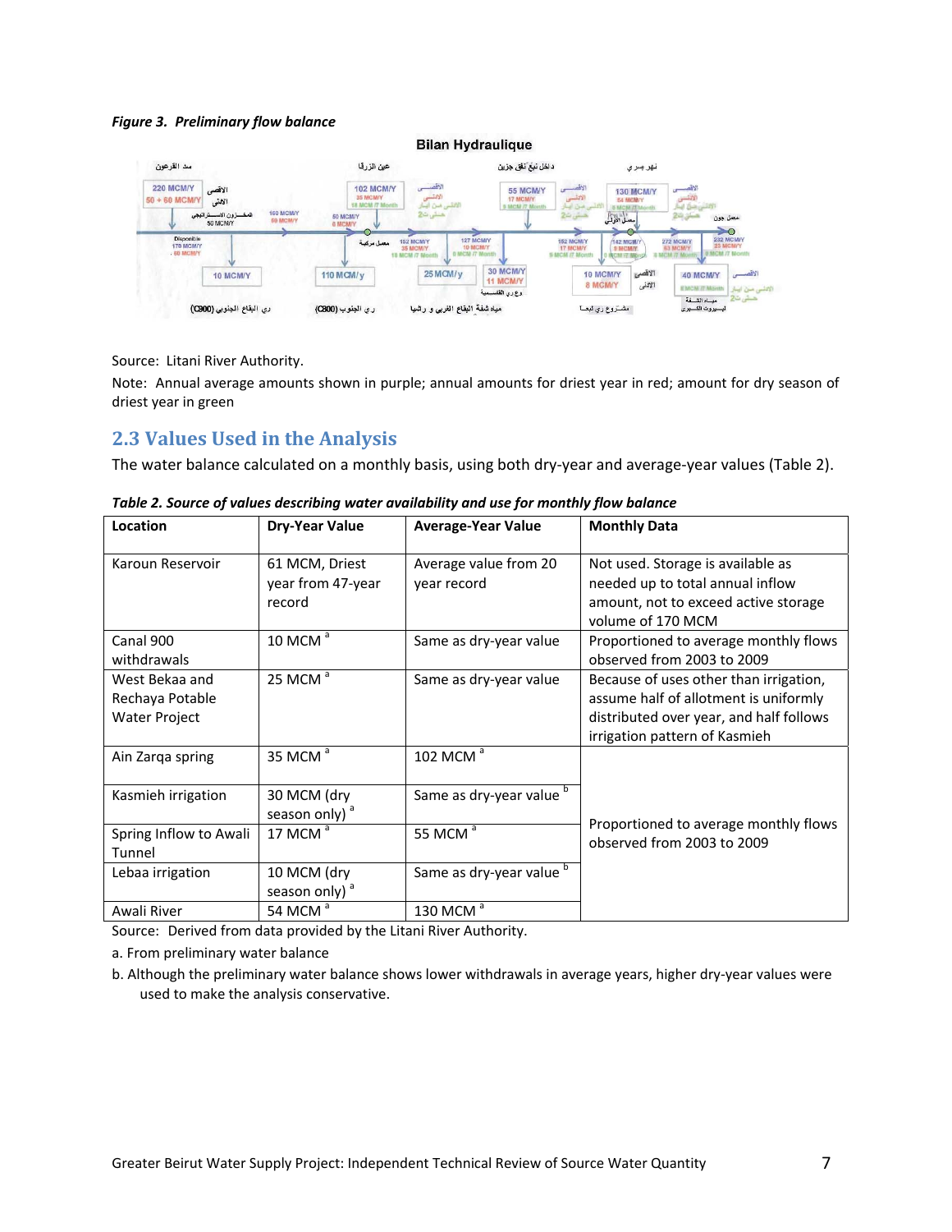*Figure 3. Preliminary flow balance*

Source: Litani River Authority.

Note: Annual average amounts shown in purple; annual amounts for driest year in red; amount for dry season of driest year in green

## 2.3 Values Used in the Analysis

The water balance calculated on a monthly basis, using both dry-year and average-year values (Table 2).

***Table 2. Source of values describing water availability and use for monthly flow balance***

| Location | Dry-Year Value | Average-Year Value | Monthly Data |
|---|---|---|---|
| Karoun Reservoir | 61 MCM, Driest year from 47-year record | Average value from 20 year record | Not used. Storage is available as needed up to total annual inflow amount, not to exceed active storage volume of 170 MCM |
| Canal 900 withdrawals | 10 MCM [a] | Same as dry-year value | Proportioned to average monthly flows observed from 2003 to 2009 |
| West Bekaa and Rechaya Potable Water Project | 25 MCM [a] | Same as dry-year value | Because of uses other than irrigation, assume half of allotment is uniformly distributed over year, and half follows irrigation pattern of Kasmieh |
| Ain Zarqa spring | 35 MCM [a] | 102 MCM [a] | Proportioned to average monthly flows observed from 2003 to 2009 |
| Kasmieh irrigation | 30 MCM (dry season only) [a] | Same as dry-year value [b] | |
| Spring Inflow to Awali Tunnel | 17 MCM [a] | 55 MCM [a] | |
| Lebaa irrigation | 10 MCM (dry season only) [a] | Same as dry-year value [b] | |
| Awali River | 54 MCM [a] | 130 MCM [a] | |

Source: Derived from data provided by the Litani River Authority.

a. From preliminary water balance

b. Although the preliminary water balance shows lower withdrawals in average years, higher dry-year values were used to make the analysis conservative.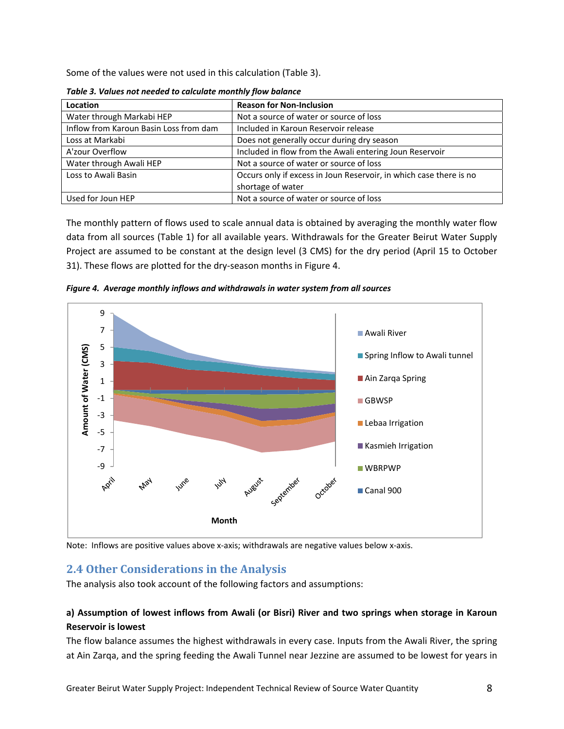Some of the values were not used in this calculation (Table 3).

***Table 3. Values not needed to calculate monthly flow balance***

| Location | Reason for Non-Inclusion |
|---|---|
| Water through Markabi HEP | Not a source of water or source of loss |
| Inflow from Karoun Basin Loss from dam | Included in Karoun Reservoir release |
| Loss at Markabi | Does not generally occur during dry season |
| A'zour Overflow | Included in flow from the Awali entering Joun Reservoir |
| Water through Awali HEP | Not a source of water or source of loss |
| Loss to Awali Basin | Occurs only if excess in Joun Reservoir, in which case there is no shortage of water |
| Used for Joun HEP | Not a source of water or source of loss |

The monthly pattern of flows used to scale annual data is obtained by averaging the monthly water flow data from all sources (Table 1) for all available years. Withdrawals for the Greater Beirut Water Supply Project are assumed to be constant at the design level (3 CMS) for the dry period (April 15 to October 31). These flows are plotted for the dry-season months in Figure 4.

***Figure 4. Average monthly inflows and withdrawals in water system from all sources***

Note: Inflows are positive values above x-axis; withdrawals are negative values below x-axis.

## 2.4 Other Considerations in the Analysis

The analysis also took account of the following factors and assumptions:

**a) Assumption of lowest inflows from Awali (or Bisri) River and two springs when storage in Karoun Reservoir is lowest**

The flow balance assumes the highest withdrawals in every case. Inputs from the Awali River, the spring at Ain Zarqa, and the spring feeding the Awali Tunnel near Jezzine are assumed to be lowest for years in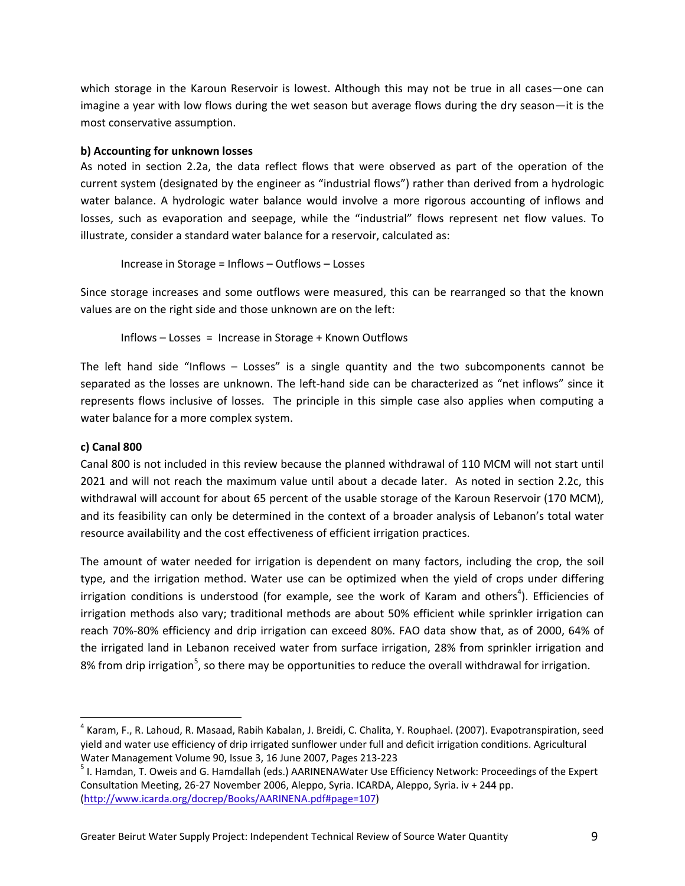which storage in the Karoun Reservoir is lowest. Although this may not be true in all cases—one can imagine a year with low flows during the wet season but average flows during the dry season—it is the most conservative assumption.

**b) Accounting for unknown losses**

As noted in section 2.2a, the data reflect flows that were observed as part of the operation of the current system (designated by the engineer as "industrial flows") rather than derived from a hydrologic water balance. A hydrologic water balance would involve a more rigorous accounting of inflows and losses, such as evaporation and seepage, while the "industrial" flows represent net flow values. To illustrate, consider a standard water balance for a reservoir, calculated as:

Increase in Storage = Inflows – Outflows – Losses

Since storage increases and some outflows were measured, this can be rearranged so that the known values are on the right side and those unknown are on the left:

Inflows – Losses = Increase in Storage + Known Outflows

The left hand side "Inflows – Losses" is a single quantity and the two subcomponents cannot be separated as the losses are unknown. The left-hand side can be characterized as "net inflows" since it represents flows inclusive of losses. The principle in this simple case also applies when computing a water balance for a more complex system.

**c) Canal 800**

Canal 800 is not included in this review because the planned withdrawal of 110 MCM will not start until 2021 and will not reach the maximum value until about a decade later. As noted in section 2.2c, this withdrawal will account for about 65 percent of the usable storage of the Karoun Reservoir (170 MCM), and its feasibility can only be determined in the context of a broader analysis of Lebanon's total water resource availability and the cost effectiveness of efficient irrigation practices.

The amount of water needed for irrigation is dependent on many factors, including the crop, the soil type, and the irrigation method. Water use can be optimized when the yield of crops under differing irrigation conditions is understood (for example, see the work of Karam and others[4]). Efficiencies of irrigation methods also vary; traditional methods are about 50% efficient while sprinkler irrigation can reach 70%-80% efficiency and drip irrigation can exceed 80%. FAO data show that, as of 2000, 64% of the irrigated land in Lebanon received water from surface irrigation, 28% from sprinkler irrigation and 8% from drip irrigation[5], so there may be opportunities to reduce the overall withdrawal for irrigation.

---

[4] Karam, F., R. Lahoud, R. Masaad, Rabih Kabalan, J. Breidi, C. Chalita, Y. Rouphael. (2007). Evapotranspiration, seed yield and water use efficiency of drip irrigated sunflower under full and deficit irrigation conditions. Agricultural Water Management Volume 90, Issue 3, 16 June 2007, Pages 213-223

[5] I. Hamdan, T. Oweis and G. Hamdallah (eds.) AARINENAWater Use Efficiency Network: Proceedings of the Expert Consultation Meeting, 26-27 November 2006, Aleppo, Syria. ICARDA, Aleppo, Syria. iv + 244 pp. (http://www.icarda.org/docrep/Books/AARINENA.pdf#page=107)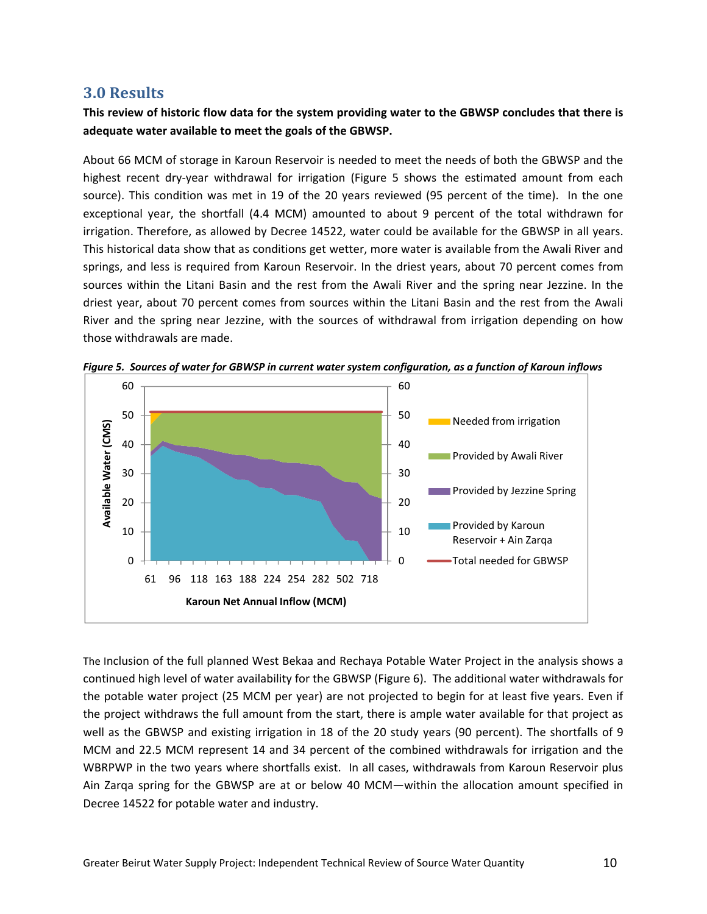## 3.0 Results

**This review of historic flow data for the system providing water to the GBWSP concludes that there is adequate water available to meet the goals of the GBWSP.**

About 66 MCM of storage in Karoun Reservoir is needed to meet the needs of both the GBWSP and the highest recent dry-year withdrawal for irrigation (Figure 5 shows the estimated amount from each source). This condition was met in 19 of the 20 years reviewed (95 percent of the time). In the one exceptional year, the shortfall (4.4 MCM) amounted to about 9 percent of the total withdrawn for irrigation. Therefore, as allowed by Decree 14522, water could be available for the GBWSP in all years. This historical data show that as conditions get wetter, more water is available from the Awali River and springs, and less is required from Karoun Reservoir. In the driest years, about 70 percent comes from sources within the Litani Basin and the rest from the Awali River and the spring near Jezzine. In the driest year, about 70 percent comes from sources within the Litani Basin and the rest from the Awali River and the spring near Jezzine, with the sources of withdrawal from irrigation depending on how those withdrawals are made.

*Figure 5. Sources of water for GBWSP in current water system configuration, as a function of Karoun inflows*

The Inclusion of the full planned West Bekaa and Rechaya Potable Water Project in the analysis shows a continued high level of water availability for the GBWSP (Figure 6). The additional water withdrawals for the potable water project (25 MCM per year) are not projected to begin for at least five years. Even if the project withdraws the full amount from the start, there is ample water available for that project as well as the GBWSP and existing irrigation in 18 of the 20 study years (90 percent). The shortfalls of 9 MCM and 22.5 MCM represent 14 and 34 percent of the combined withdrawals for irrigation and the WBRPWP in the two years where shortfalls exist. In all cases, withdrawals from Karoun Reservoir plus Ain Zarqa spring for the GBWSP are at or below 40 MCM—within the allocation amount specified in Decree 14522 for potable water and industry.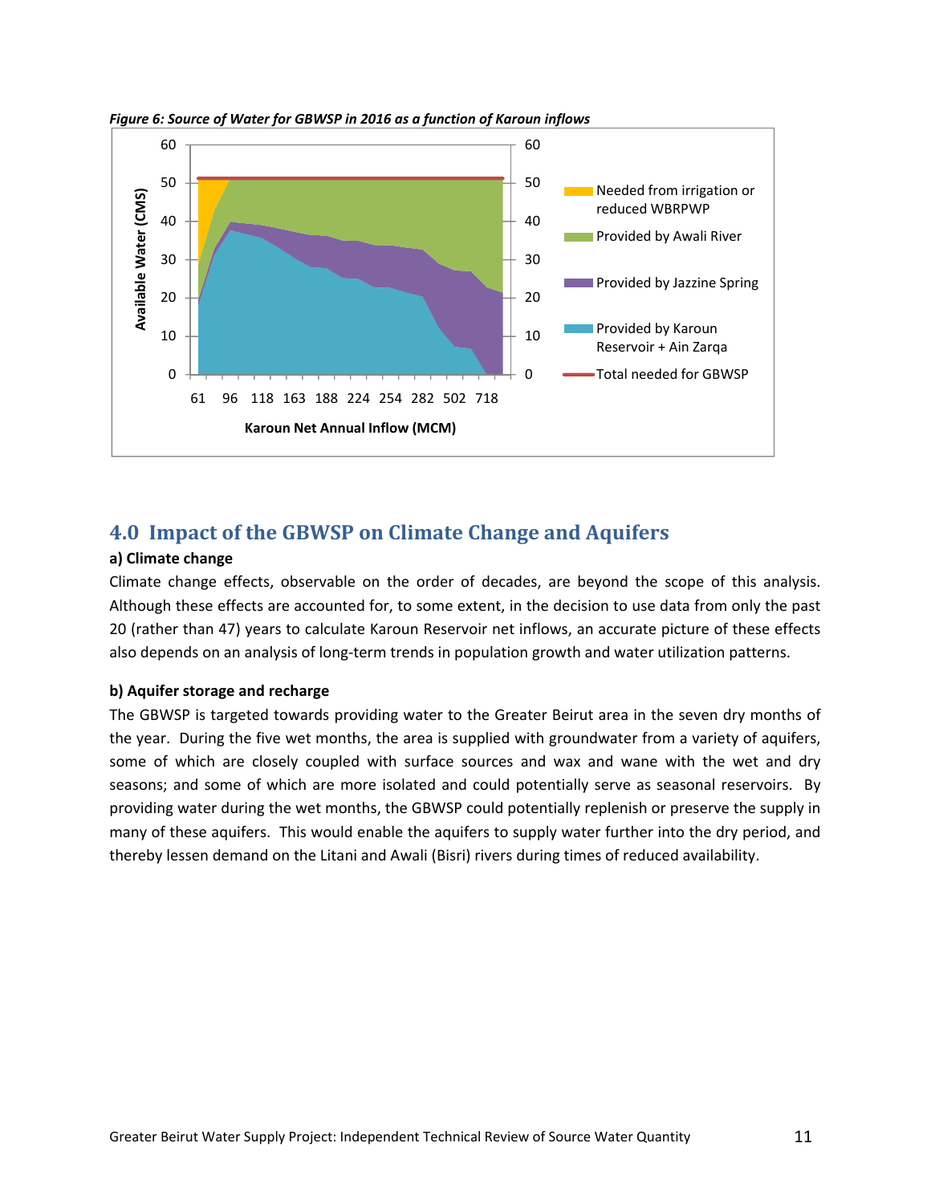*Figure 6: Source of Water for GBWSP in 2016 as a function of Karoun inflows*

## 4.0 Impact of the GBWSP on Climate Change and Aquifers

**a) Climate change**

Climate change effects, observable on the order of decades, are beyond the scope of this analysis. Although these effects are accounted for, to some extent, in the decision to use data from only the past 20 (rather than 47) years to calculate Karoun Reservoir net inflows, an accurate picture of these effects also depends on an analysis of long-term trends in population growth and water utilization patterns.

**b) Aquifer storage and recharge**

The GBWSP is targeted towards providing water to the Greater Beirut area in the seven dry months of the year. During the five wet months, the area is supplied with groundwater from a variety of aquifers, some of which are closely coupled with surface sources and wax and wane with the wet and dry seasons; and some of which are more isolated and could potentially serve as seasonal reservoirs. By providing water during the wet months, the GBWSP could potentially replenish or preserve the supply in many of these aquifers. This would enable the aquifers to supply water further into the dry period, and thereby lessen demand on the Litani and Awali (Bisri) rivers during times of reduced availability.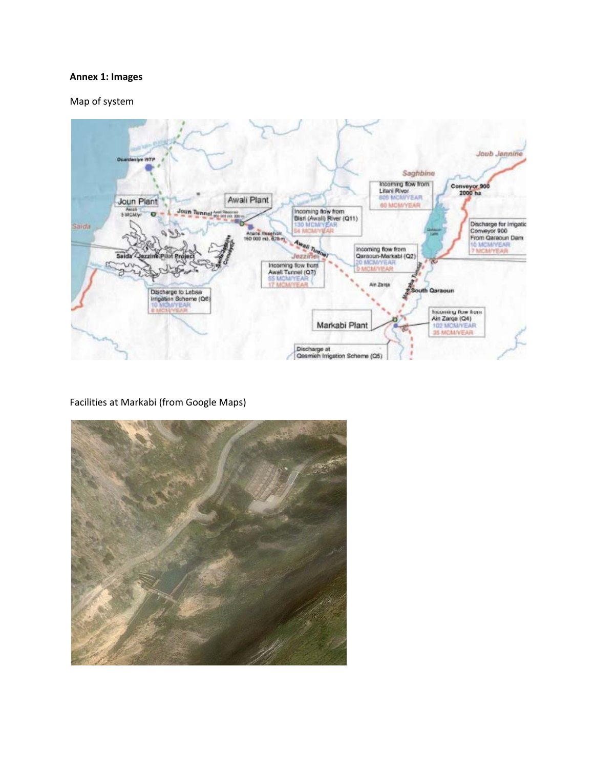**Annex 1: Images**

Map of system

Facilities at Markabi (from Google Maps)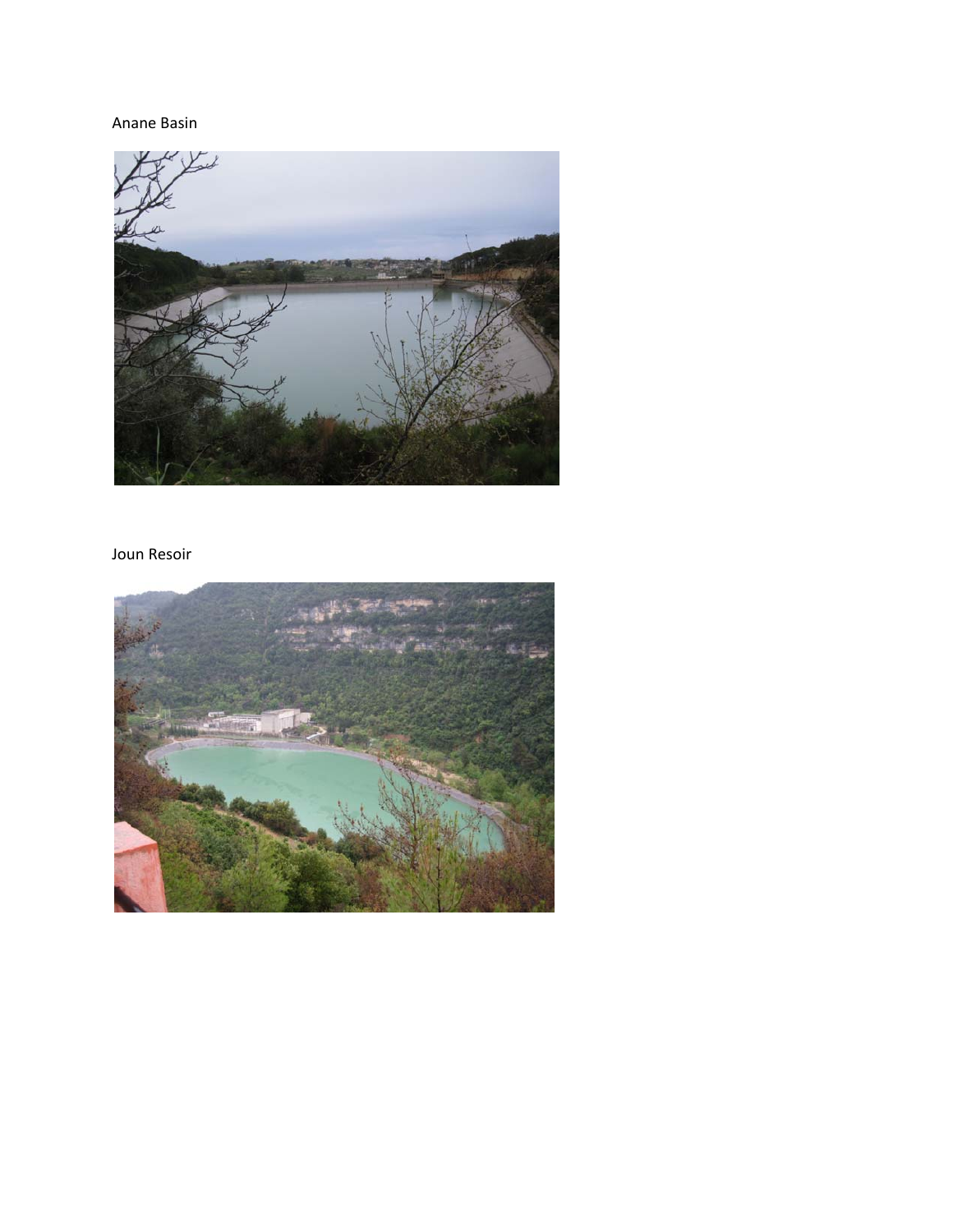Anane Basin

Joun Resoir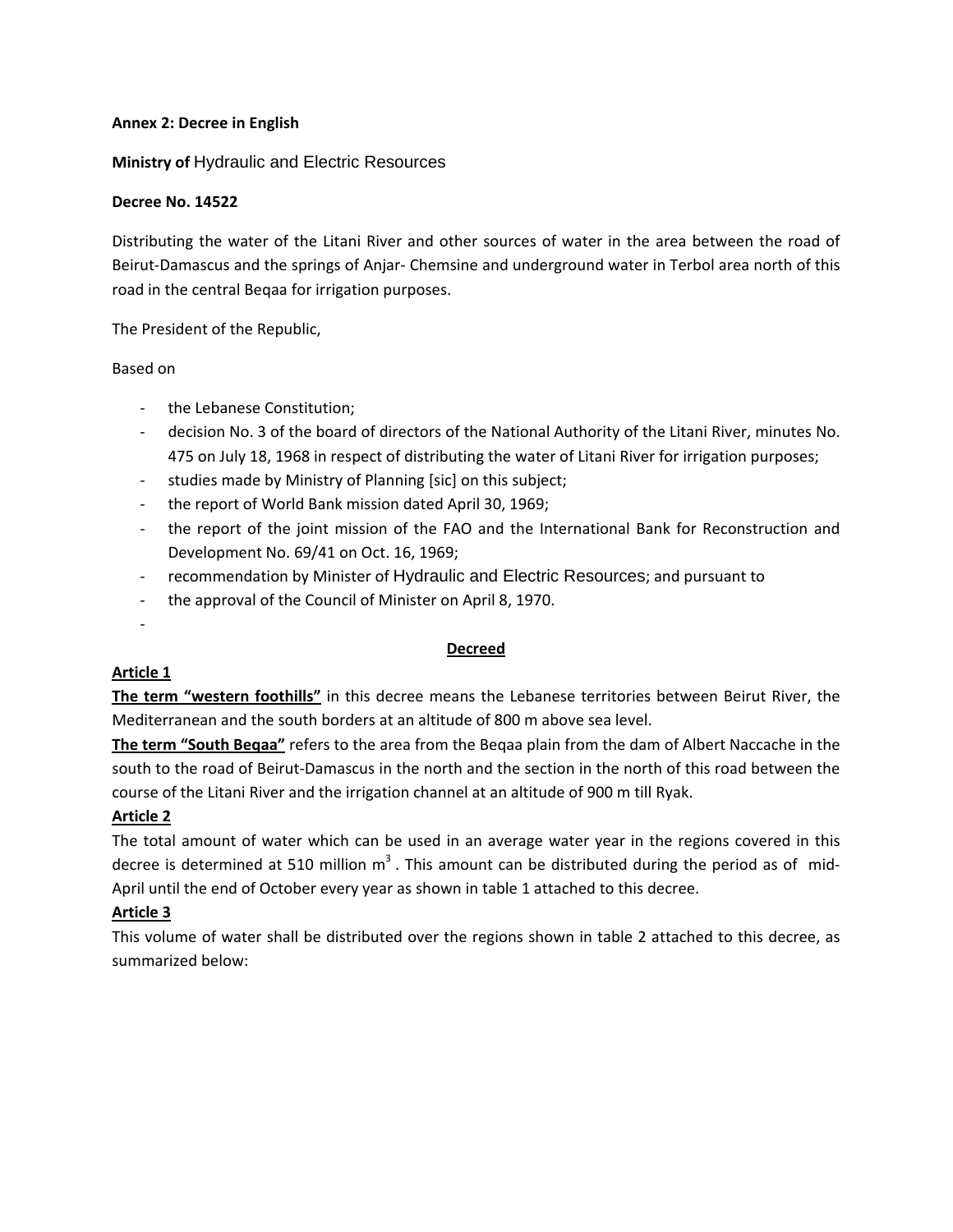**Annex 2: Decree in English**

**Ministry of** Hydraulic and Electric Resources

**Decree No. 14522**

Distributing the water of the Litani River and other sources of water in the area between the road of Beirut-Damascus and the springs of Anjar- Chemsine and underground water in Terbol area north of this road in the central Beqaa for irrigation purposes.

The President of the Republic,

Based on

- the Lebanese Constitution;
- decision No. 3 of the board of directors of the National Authority of the Litani River, minutes No. 475 on July 18, 1968 in respect of distributing the water of Litani River for irrigation purposes;
- studies made by Ministry of Planning [sic] on this subject;
- the report of World Bank mission dated April 30, 1969;
- the report of the joint mission of the FAO and the International Bank for Reconstruction and Development No. 69/41 on Oct. 16, 1969;
- recommendation by Minister of Hydraulic and Electric Resources; and pursuant to
- the approval of the Council of Minister on April 8, 1970.
-

**Decreed**

**Article 1**

**The term "western foothills"** in this decree means the Lebanese territories between Beirut River, the Mediterranean and the south borders at an altitude of 800 m above sea level.

**The term "South Beqaa"** refers to the area from the Beqaa plain from the dam of Albert Naccache in the south to the road of Beirut-Damascus in the north and the section in the north of this road between the course of the Litani River and the irrigation channel at an altitude of 900 m till Ryak.

**Article 2**

The total amount of water which can be used in an average water year in the regions covered in this decree is determined at 510 million $m^3$. This amount can be distributed during the period as of mid-April until the end of October every year as shown in table 1 attached to this decree.

**Article 3**

This volume of water shall be distributed over the regions shown in table 2 attached to this decree, as summarized below: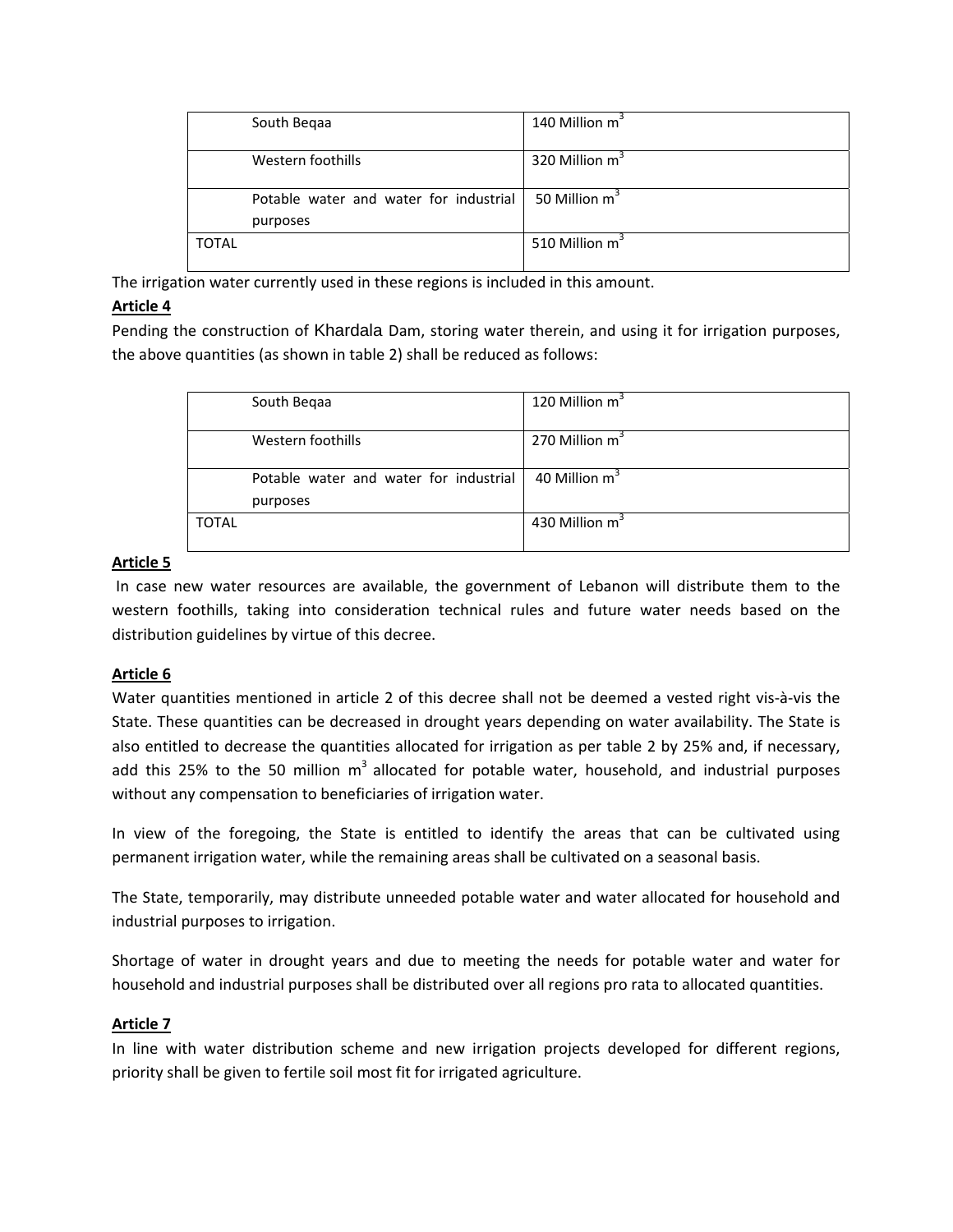| | |
|---|---|
| South Beqaa | 140 Million $m^3$ |
| Western foothills | 320 Million $m^3$ |
| Potable water and water for industrial purposes | 50 Million $m^3$ |
| TOTAL | 510 Million $m^3$ |

The irrigation water currently used in these regions is included in this amount.

**Article 4**

Pending the construction of Khardala Dam, storing water therein, and using it for irrigation purposes, the above quantities (as shown in table 2) shall be reduced as follows:

| | |
|---|---|
| South Beqaa | 120 Million $m^3$ |
| Western foothills | 270 Million $m^3$ |
| Potable water and water for industrial purposes | 40 Million $m^3$ |
| TOTAL | 430 Million $m^3$ |

**Article 5**

In case new water resources are available, the government of Lebanon will distribute them to the western foothills, taking into consideration technical rules and future water needs based on the distribution guidelines by virtue of this decree.

**Article 6**

Water quantities mentioned in article 2 of this decree shall not be deemed a vested right vis-à-vis the State. These quantities can be decreased in drought years depending on water availability. The State is also entitled to decrease the quantities allocated for irrigation as per table 2 by 25% and, if necessary, add this 25% to the 50 million $m^3$ allocated for potable water, household, and industrial purposes without any compensation to beneficiaries of irrigation water.

In view of the foregoing, the State is entitled to identify the areas that can be cultivated using permanent irrigation water, while the remaining areas shall be cultivated on a seasonal basis.

The State, temporarily, may distribute unneeded potable water and water allocated for household and industrial purposes to irrigation.

Shortage of water in drought years and due to meeting the needs for potable water and water for household and industrial purposes shall be distributed over all regions pro rata to allocated quantities.

**Article 7**

In line with water distribution scheme and new irrigation projects developed for different regions, priority shall be given to fertile soil most fit for irrigated agriculture.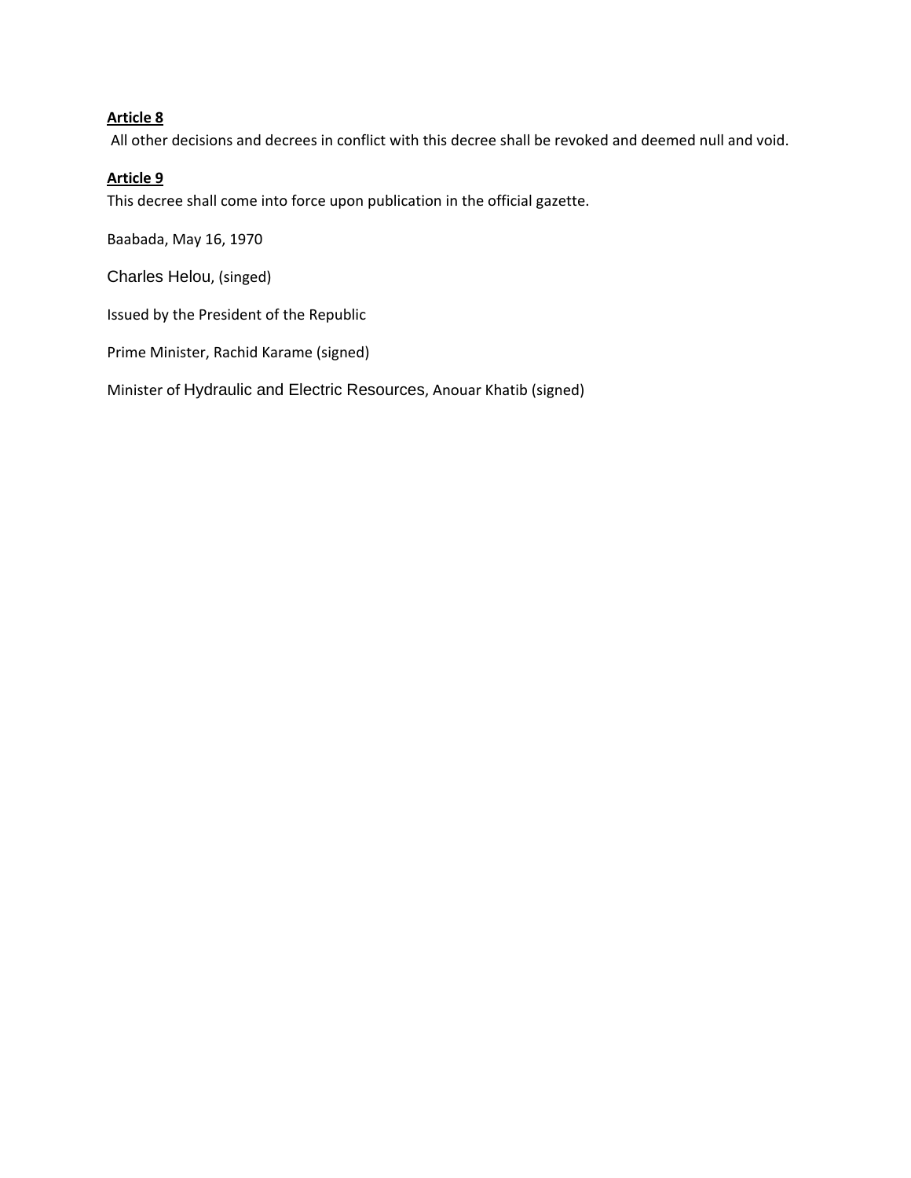**<u>Article 8</u>**

All other decisions and decrees in conflict with this decree shall be revoked and deemed null and void.

**<u>Article 9</u>**

This decree shall come into force upon publication in the official gazette.

Baabada, May 16, 1970

Charles Helou, (singed)

Issued by the President of the Republic

Prime Minister, Rachid Karame (signed)

Minister of Hydraulic and Electric Resources, Anouar Khatib (signed)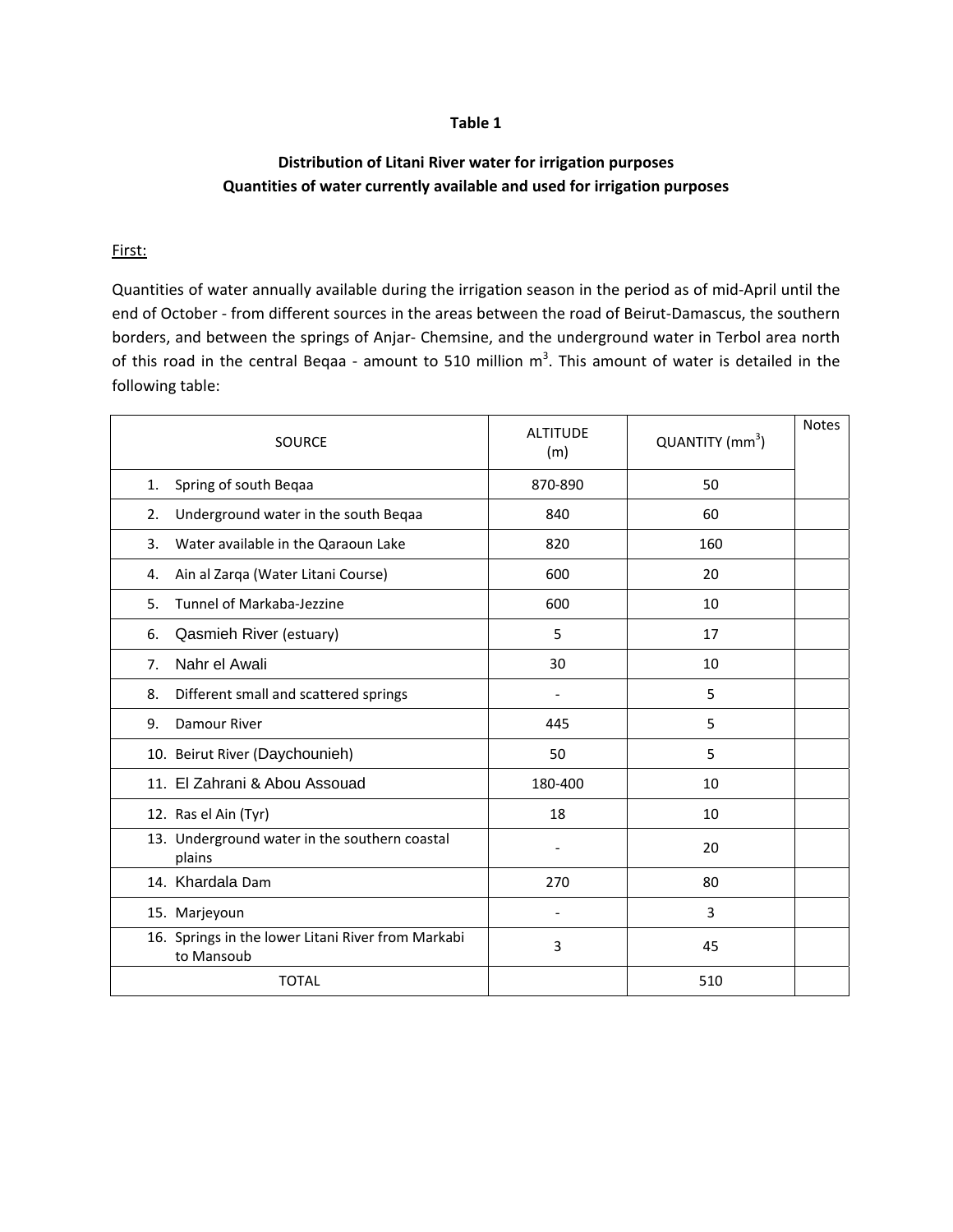**Table 1**

**Distribution of Litani River water for irrigation purposes**
**Quantities of water currently available and used for irrigation purposes**

First:

Quantities of water annually available during the irrigation season in the period as of mid-April until the end of October - from different sources in the areas between the road of Beirut-Damascus, the southern borders, and between the springs of Anjar- Chemsine, and the underground water in Terbol area north of this road in the central Beqaa - amount to 510 million $m^3$. This amount of water is detailed in the following table:

| SOURCE | ALTITUDE (m) | QUANTITY ($mm^3$) | Notes |
|---|---|---|---|
| 1. Spring of south Beqaa | 870-890 | 50 | |
| 2. Underground water in the south Beqaa | 840 | 60 | |
| 3. Water available in the Qaraoun Lake | 820 | 160 | |
| 4. Ain al Zarqa (Water Litani Course) | 600 | 20 | |
| 5. Tunnel of Markaba-Jezzine | 600 | 10 | |
| 6. Qasmieh River (estuary) | 5 | 17 | |
| 7. Nahr el Awali | 30 | 10 | |
| 8. Different small and scattered springs | - | 5 | |
| 9. Damour River | 445 | 5 | |
| 10. Beirut River (Daychounieh) | 50 | 5 | |
| 11. El Zahrani & Abou Assouad | 180-400 | 10 | |
| 12. Ras el Ain (Tyr) | 18 | 10 | |
| 13. Underground water in the southern coastal plains | - | 20 | |
| 14. Khardala Dam | 270 | 80 | |
| 15. Marjeyoun | - | 3 | |
| 16. Springs in the lower Litani River from Markabi to Mansoub | 3 | 45 | |
| TOTAL | | 510 | |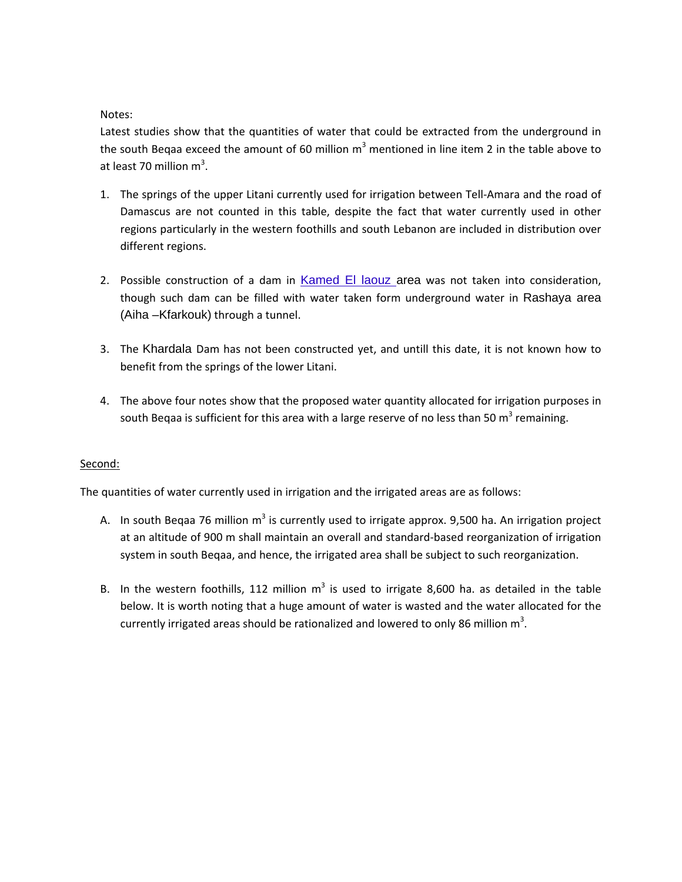Notes:

Latest studies show that the quantities of water that could be extracted from the underground in the south Beqaa exceed the amount of 60 million $m^3$ mentioned in line item 2 in the table above to at least 70 million $m^3$.

1. The springs of the upper Litani currently used for irrigation between Tell-Amara and the road of Damascus are not counted in this table, despite the fact that water currently used in other regions particularly in the western foothills and south Lebanon are included in distribution over different regions.

2. Possible construction of a dam in Kamed El laouz area was not taken into consideration, though such dam can be filled with water taken form underground water in Rashaya area (Aiha –Kfarkouk) through a tunnel.

3. The Khardala Dam has not been constructed yet, and untill this date, it is not known how to benefit from the springs of the lower Litani.

4. The above four notes show that the proposed water quantity allocated for irrigation purposes in south Beqaa is sufficient for this area with a large reserve of no less than 50 $m^3$ remaining.

<u>Second:</u>

The quantities of water currently used in irrigation and the irrigated areas are as follows:

A. In south Beqaa 76 million $m^3$ is currently used to irrigate approx. 9,500 ha. An irrigation project at an altitude of 900 m shall maintain an overall and standard-based reorganization of irrigation system in south Beqaa, and hence, the irrigated area shall be subject to such reorganization.

B. In the western foothills, 112 million $m^3$ is used to irrigate 8,600 ha. as detailed in the table below. It is worth noting that a huge amount of water is wasted and the water allocated for the currently irrigated areas should be rationalized and lowered to only 86 million $m^3$.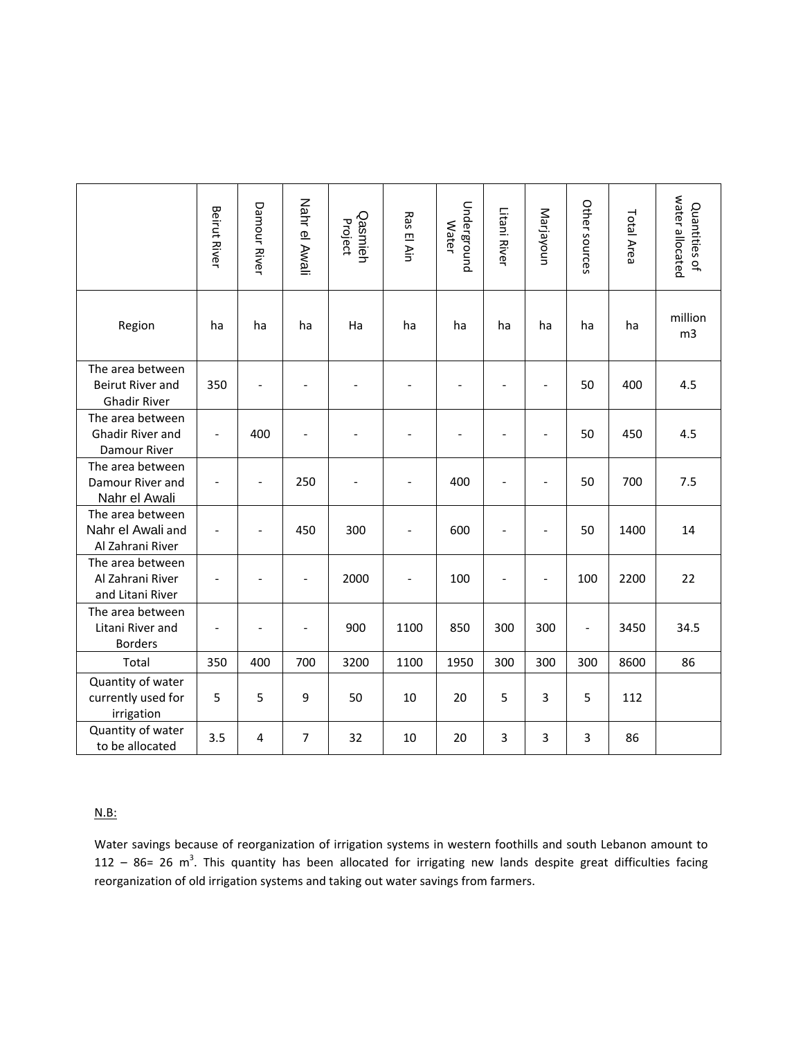| | Beirut River | Damour River | Nahr el Awali | Qasmieh Project | Ras El Ain | Underground Water | Litani River | Marjayoun | Other sources | Total Area | Quantities of water allocated |
|---|---|---|---|---|---|---|---|---|---|---|---|
| Region | ha | ha | ha | Ha | ha | ha | ha | ha | ha | ha | million m3 |
| The area between Beirut River and Ghadir River | 350 | - | - | - | - | - | - | - | 50 | 400 | 4.5 |
| The area between Ghadir River and Damour River | - | 400 | - | - | - | - | - | - | 50 | 450 | 4.5 |
| The area between Damour River and Nahr el Awali | - | - | 250 | - | - | 400 | - | - | 50 | 700 | 7.5 |
| The area between Nahr el Awali and Al Zahrani River | - | - | 450 | 300 | - | 600 | - | - | 50 | 1400 | 14 |
| The area between Al Zahrani River and Litani River | - | - | - | 2000 | - | 100 | - | - | 100 | 2200 | 22 |
| The area between Litani River and Borders | - | - | - | 900 | 1100 | 850 | 300 | 300 | - | 3450 | 34.5 |
| Total | 350 | 400 | 700 | 3200 | 1100 | 1950 | 300 | 300 | 300 | 8600 | 86 |
| Quantity of water currently used for irrigation | 5 | 5 | 9 | 50 | 10 | 20 | 5 | 3 | 5 | 112 | |
| Quantity of water to be allocated | 3.5 | 4 | 7 | 32 | 10 | 20 | 3 | 3 | 3 | 86 | |

N.B:

Water savings because of reorganization of irrigation systems in western foothills and south Lebanon amount to 112 – 86= 26 $m^3$. This quantity has been allocated for irrigating new lands despite great difficulties facing reorganization of old irrigation systems and taking out water savings from farmers.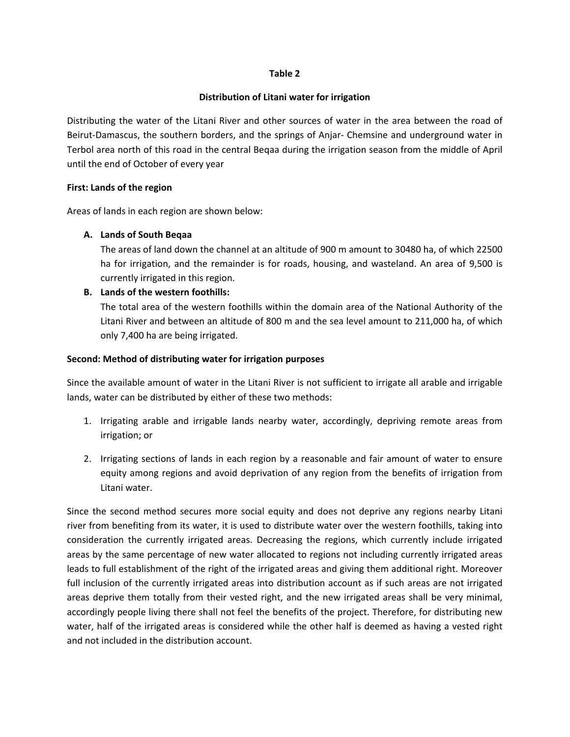**Table 2**

**Distribution of Litani water for irrigation**

Distributing the water of the Litani River and other sources of water in the area between the road of Beirut-Damascus, the southern borders, and the springs of Anjar- Chemsine and underground water in Terbol area north of this road in the central Beqaa during the irrigation season from the middle of April until the end of October of every year

**First: Lands of the region**

Areas of lands in each region are shown below:

**A. Lands of South Beqaa**

The areas of land down the channel at an altitude of 900 m amount to 30480 ha, of which 22500 ha for irrigation, and the remainder is for roads, housing, and wasteland. An area of 9,500 is currently irrigated in this region.

**B. Lands of the western foothills:**

The total area of the western foothills within the domain area of the National Authority of the Litani River and between an altitude of 800 m and the sea level amount to 211,000 ha, of which only 7,400 ha are being irrigated.

**Second: Method of distributing water for irrigation purposes**

Since the available amount of water in the Litani River is not sufficient to irrigate all arable and irrigable lands, water can be distributed by either of these two methods:

1. Irrigating arable and irrigable lands nearby water, accordingly, depriving remote areas from irrigation; or

2. Irrigating sections of lands in each region by a reasonable and fair amount of water to ensure equity among regions and avoid deprivation of any region from the benefits of irrigation from Litani water.

Since the second method secures more social equity and does not deprive any regions nearby Litani river from benefiting from its water, it is used to distribute water over the western foothills, taking into consideration the currently irrigated areas. Decreasing the regions, which currently include irrigated areas by the same percentage of new water allocated to regions not including currently irrigated areas leads to full establishment of the right of the irrigated areas and giving them additional right. Moreover full inclusion of the currently irrigated areas into distribution account as if such areas are not irrigated areas deprive them totally from their vested right, and the new irrigated areas shall be very minimal, accordingly people living there shall not feel the benefits of the project. Therefore, for distributing new water, half of the irrigated areas is considered while the other half is deemed as having a vested right and not included in the distribution account.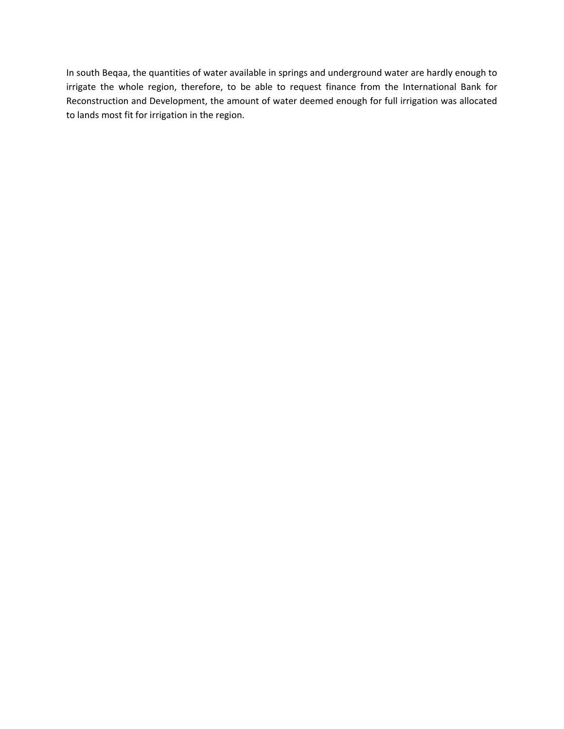In south Beqaa, the quantities of water available in springs and underground water are hardly enough to irrigate the whole region, therefore, to be able to request finance from the International Bank for Reconstruction and Development, the amount of water deemed enough for full irrigation was allocated to lands most fit for irrigation in the region.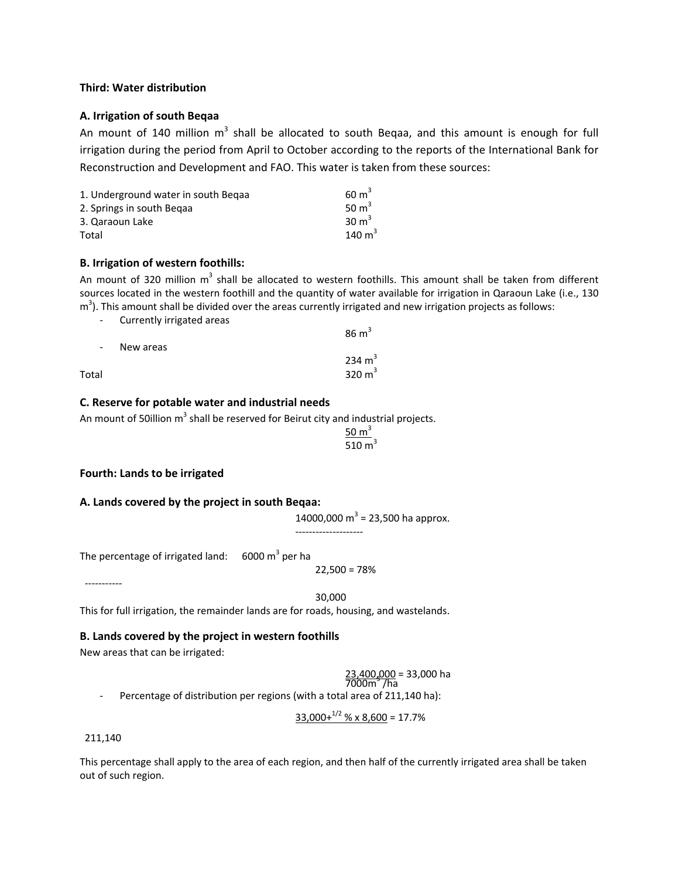**Third: Water distribution**

**A. Irrigation of south Beqaa**

An mount of 140 million $m^3$ shall be allocated to south Beqaa, and this amount is enough for full irrigation during the period from April to October according to the reports of the International Bank for Reconstruction and Development and FAO. This water is taken from these sources:

| | |
|---|---|
| 1. Underground water in south Beqaa | 60 $m^3$ |
| 2. Springs in south Beqaa | 50 $m^3$ |
| 3. Qaraoun Lake | 30 $m^3$ |
| Total | 140 $m^3$ |

**B. Irrigation of western foothills:**

An mount of 320 million $m^3$ shall be allocated to western foothills. This amount shall be taken from different sources located in the western foothill and the quantity of water available for irrigation in Qaraoun Lake (i.e., 130 $m^3$). This amount shall be divided over the areas currently irrigated and new irrigation projects as follows:

| | |
|---|---|
| - Currently irrigated areas | 86 $m^3$ |
| - New areas | 234 $m^3$ |
| Total | 320 $m^3$ |

**C. Reserve for potable water and industrial needs**

An mount of 50illion $m^3$ shall be reserved for Beirut city and industrial projects.

50 $m^3$

510 $m^3$

**Fourth: Lands to be irrigated**

**A. Lands covered by the project in south Beqaa:**

14000,000 $m^3$ = 23,500 ha approx.

--------------------

The percentage of irrigated land: 6000 $m^3$ per ha

22,500 = 78%

-----------

30,000

This for full irrigation, the remainder lands are for roads, housing, and wastelands.

**B. Lands covered by the project in western foothills**

New areas that can be irrigated:

$$\frac{23{,}400{,}000}{7000m^3/ha} = 33{,}000 \text{ ha}$$

- Percentage of distribution per regions (with a total area of 211,140 ha):

$$\frac{33{,}000 + ^{1/2}\% \times 8{,}600}{211{,}140} = 17.7\%$$

This percentage shall apply to the area of each region, and then half of the currently irrigated area shall be taken out of such region.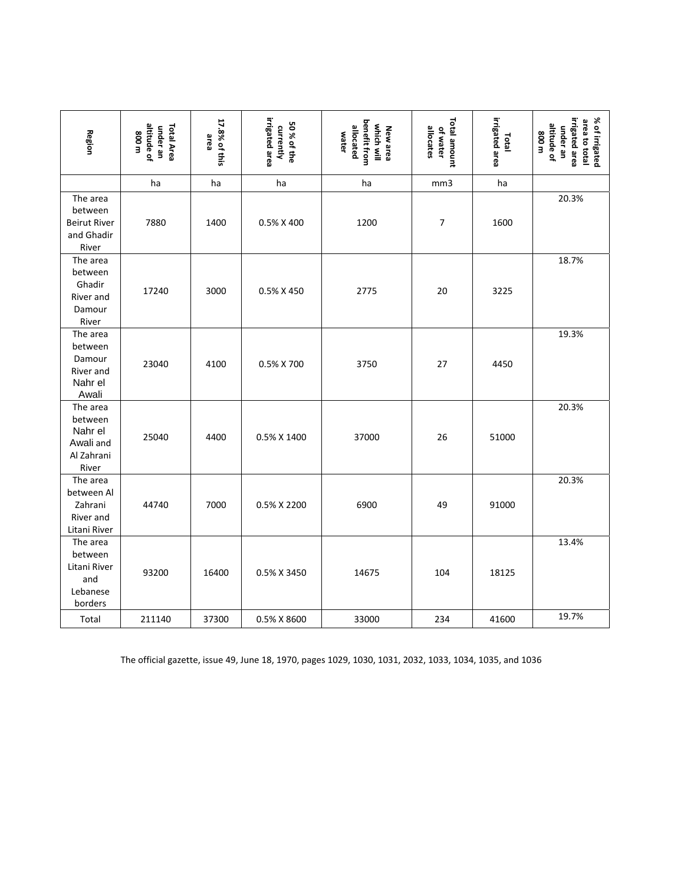| Region | Total Area under an altitude of 800 m | 17.8% of this area | 50 % of the currently irrigated area | New area which will benefit from allocated water | Total amount of water allocates | Total irrigated area | % of irrigated area to total irrigated area under an altitude of 800 m |
|---|---|---|---|---|---|---|---|
| | ha | ha | ha | ha | mm3 | ha | |
| The area between Beirut River and Ghadir River | 7880 | 1400 | 0.5% X 400 | 1200 | 7 | 1600 | 20.3% |
| The area between Ghadir River and Damour River | 17240 | 3000 | 0.5% X 450 | 2775 | 20 | 3225 | 18.7% |
| The area between Damour River and Nahr el Awali | 23040 | 4100 | 0.5% X 700 | 3750 | 27 | 4450 | 19.3% |
| The area between Nahr el Awali and Al Zahrani River | 25040 | 4400 | 0.5% X 1400 | 37000 | 26 | 51000 | 20.3% |
| The area between Al Zahrani River and Litani River | 44740 | 7000 | 0.5% X 2200 | 6900 | 49 | 91000 | 20.3% |
| The area between Litani River and Lebanese borders | 93200 | 16400 | 0.5% X 3450 | 14675 | 104 | 18125 | 13.4% |
| Total | 211140 | 37300 | 0.5% X 8600 | 33000 | 234 | 41600 | 19.7% |

The official gazette, issue 49, June 18, 1970, pages 1029, 1030, 1031, 2032, 1033, 1034, 1035, and 1036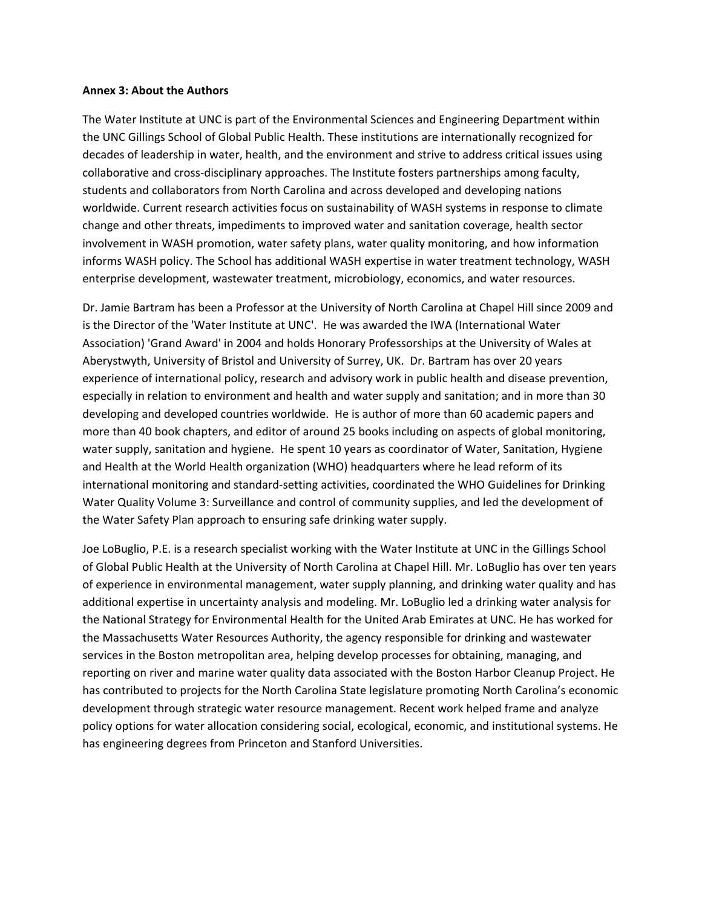**Annex 3: About the Authors**

The Water Institute at UNC is part of the Environmental Sciences and Engineering Department within the UNC Gillings School of Global Public Health. These institutions are internationally recognized for decades of leadership in water, health, and the environment and strive to address critical issues using collaborative and cross-disciplinary approaches. The Institute fosters partnerships among faculty, students and collaborators from North Carolina and across developed and developing nations worldwide. Current research activities focus on sustainability of WASH systems in response to climate change and other threats, impediments to improved water and sanitation coverage, health sector involvement in WASH promotion, water safety plans, water quality monitoring, and how information informs WASH policy. The School has additional WASH expertise in water treatment technology, WASH enterprise development, wastewater treatment, microbiology, economics, and water resources.

Dr. Jamie Bartram has been a Professor at the University of North Carolina at Chapel Hill since 2009 and is the Director of the 'Water Institute at UNC'. He was awarded the IWA (International Water Association) 'Grand Award' in 2004 and holds Honorary Professorships at the University of Wales at Aberystwyth, University of Bristol and University of Surrey, UK. Dr. Bartram has over 20 years experience of international policy, research and advisory work in public health and disease prevention, especially in relation to environment and health and water supply and sanitation; and in more than 30 developing and developed countries worldwide. He is author of more than 60 academic papers and more than 40 book chapters, and editor of around 25 books including on aspects of global monitoring, water supply, sanitation and hygiene. He spent 10 years as coordinator of Water, Sanitation, Hygiene and Health at the World Health organization (WHO) headquarters where he lead reform of its international monitoring and standard-setting activities, coordinated the WHO Guidelines for Drinking Water Quality Volume 3: Surveillance and control of community supplies, and led the development of the Water Safety Plan approach to ensuring safe drinking water supply.

Joe LoBuglio, P.E. is a research specialist working with the Water Institute at UNC in the Gillings School of Global Public Health at the University of North Carolina at Chapel Hill. Mr. LoBuglio has over ten years of experience in environmental management, water supply planning, and drinking water quality and has additional expertise in uncertainty analysis and modeling. Mr. LoBuglio led a drinking water analysis for the National Strategy for Environmental Health for the United Arab Emirates at UNC. He has worked for the Massachusetts Water Resources Authority, the agency responsible for drinking and wastewater services in the Boston metropolitan area, helping develop processes for obtaining, managing, and reporting on river and marine water quality data associated with the Boston Harbor Cleanup Project. He has contributed to projects for the North Carolina State legislature promoting North Carolina's economic development through strategic water resource management. Recent work helped frame and analyze policy options for water allocation considering social, ecological, economic, and institutional systems. He has engineering degrees from Princeton and Stanford Universities.